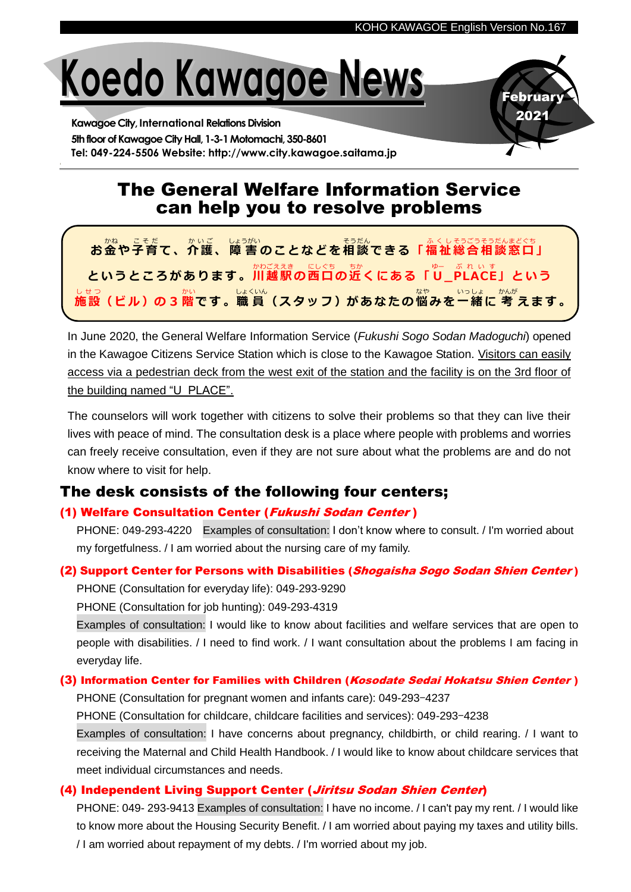KOHO KAWAGOE English Version No.167

# Koedo Kawagoe News

February 2021

**Kawagoe City, International Relations Division**
**5th floor of Kawagoe City Hall, 1-3-1 Motomachi, 350-8601**
**Tel: 049-224-5506 Website: http://www.city.kawagoe.saitama.jp**

## The General Welfare Information Service can help you to resolve problems

**お金や子育て、介護、障害のことなどを相談できる「福祉総合相談窓口」というところがあります。川越駅の西口の近くにある「U_PLACE」という施設（ビル）の３階です。職員（スタッフ）があなたの悩みを一緒に考えます。**

In June 2020, the General Welfare Information Service (*Fukushi Sogo Sodan Madoguchi*) opened in the Kawagoe Citizens Service Station which is close to the Kawagoe Station. Visitors can easily access via a pedestrian deck from the west exit of the station and the facility is on the 3rd floor of the building named "U_PLACE".

The counselors will work together with citizens to solve their problems so that they can live their lives with peace of mind. The consultation desk is a place where people with problems and worries can freely receive consultation, even if they are not sure about what the problems are and do not know where to visit for help.

## The desk consists of the following four centers;

### (1) Welfare Consultation Center (*Fukushi Sodan Center*)

PHONE: 049-293-4220 Examples of consultation: I don't know where to consult. / I'm worried about my forgetfulness. / I am worried about the nursing care of my family.

### (2) Support Center for Persons with Disabilities (*Shogaisha Sogo Sodan Shien Center*)

PHONE (Consultation for everyday life): 049-293-9290

PHONE (Consultation for job hunting): 049-293-4319

Examples of consultation: I would like to know about facilities and welfare services that are open to people with disabilities. / I need to find work. / I want consultation about the problems I am facing in everyday life.

### (3) Information Center for Families with Children (*Kosodate Sedai Hokatsu Shien Center*)

PHONE (Consultation for pregnant women and infants care): 049-293-4237

PHONE (Consultation for childcare, childcare facilities and services): 049-293-4238

Examples of consultation: I have concerns about pregnancy, childbirth, or child rearing. / I want to receiving the Maternal and Child Health Handbook. / I would like to know about childcare services that meet individual circumstances and needs.

### (4) Independent Living Support Center (*Jiritsu Sodan Shien Center*)

PHONE: 049- 293-9413 Examples of consultation: I have no income. / I can't pay my rent. / I would like to know more about the Housing Security Benefit. / I am worried about paying my taxes and utility bills. / I am worried about repayment of my debts. / I'm worried about my job.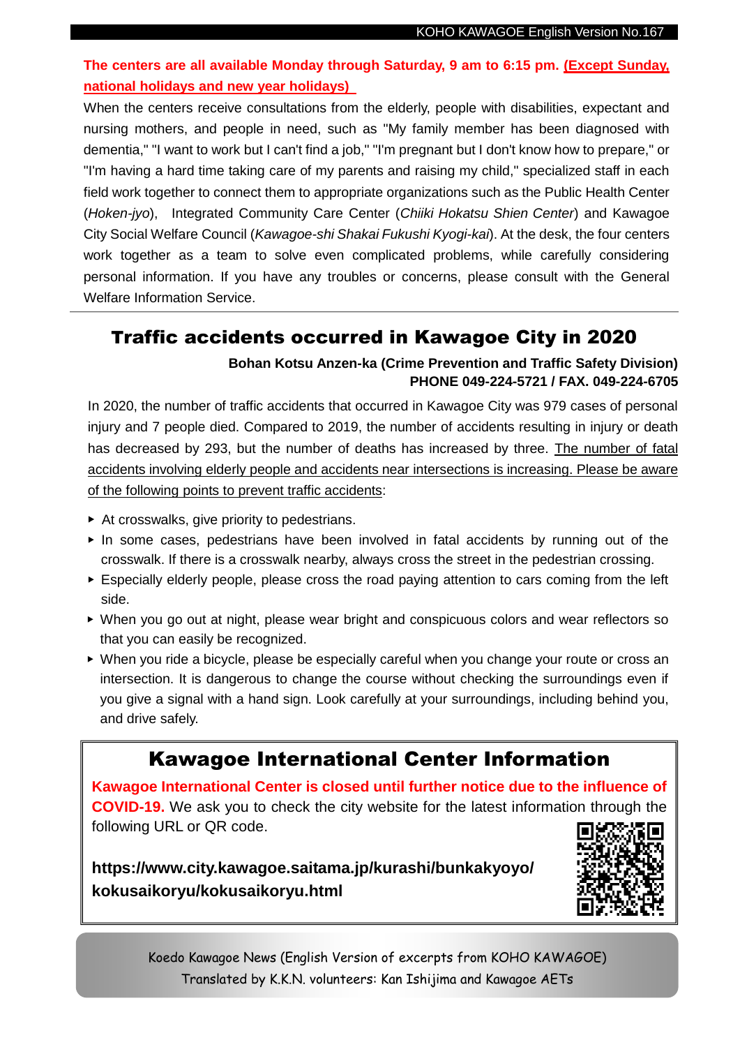**The centers are all available Monday through Saturday, 9 am to 6:15 pm. (Except Sunday, national holidays and new year holidays)**

When the centers receive consultations from the elderly, people with disabilities, expectant and nursing mothers, and people in need, such as "My family member has been diagnosed with dementia," "I want to work but I can't find a job," "I'm pregnant but I don't know how to prepare," or "I'm having a hard time taking care of my parents and raising my child," specialized staff in each field work together to connect them to appropriate organizations such as the Public Health Center (*Hoken-jyo*), Integrated Community Care Center (*Chiiki Hokatsu Shien Center*) and Kawagoe City Social Welfare Council (*Kawagoe-shi Shakai Fukushi Kyogi-kai*). At the desk, the four centers work together as a team to solve even complicated problems, while carefully considering personal information. If you have any troubles or concerns, please consult with the General Welfare Information Service.

## Traffic accidents occurred in Kawagoe City in 2020

**Bohan Kotsu Anzen-ka (Crime Prevention and Traffic Safety Division)**
**PHONE 049-224-5721 / FAX. 049-224-6705**

In 2020, the number of traffic accidents that occurred in Kawagoe City was 979 cases of personal injury and 7 people died. Compared to 2019, the number of accidents resulting in injury or death has decreased by 293, but the number of deaths has increased by three. The number of fatal accidents involving elderly people and accidents near intersections is increasing. Please be aware of the following points to prevent traffic accidents:

- At crosswalks, give priority to pedestrians.
- In some cases, pedestrians have been involved in fatal accidents by running out of the crosswalk. If there is a crosswalk nearby, always cross the street in the pedestrian crossing.
- Especially elderly people, please cross the road paying attention to cars coming from the left side.
- When you go out at night, please wear bright and conspicuous colors and wear reflectors so that you can easily be recognized.
- When you ride a bicycle, please be especially careful when you change your route or cross an intersection. It is dangerous to change the course without checking the surroundings even if you give a signal with a hand sign. Look carefully at your surroundings, including behind you, and drive safely.

## Kawagoe International Center Information

**Kawagoe International Center is closed until further notice due to the influence of COVID-19.** We ask you to check the city website for the latest information through the following URL or QR code.

**https://www.city.kawagoe.saitama.jp/kurashi/bunkakyoyo/kokusaikoryu/kokusaikoryu.html**

Koedo Kawagoe News (English Version of excerpts from KOHO KAWAGOE)
Translated by K.K.N. volunteers: Kan Ishijima and Kawagoe AETs